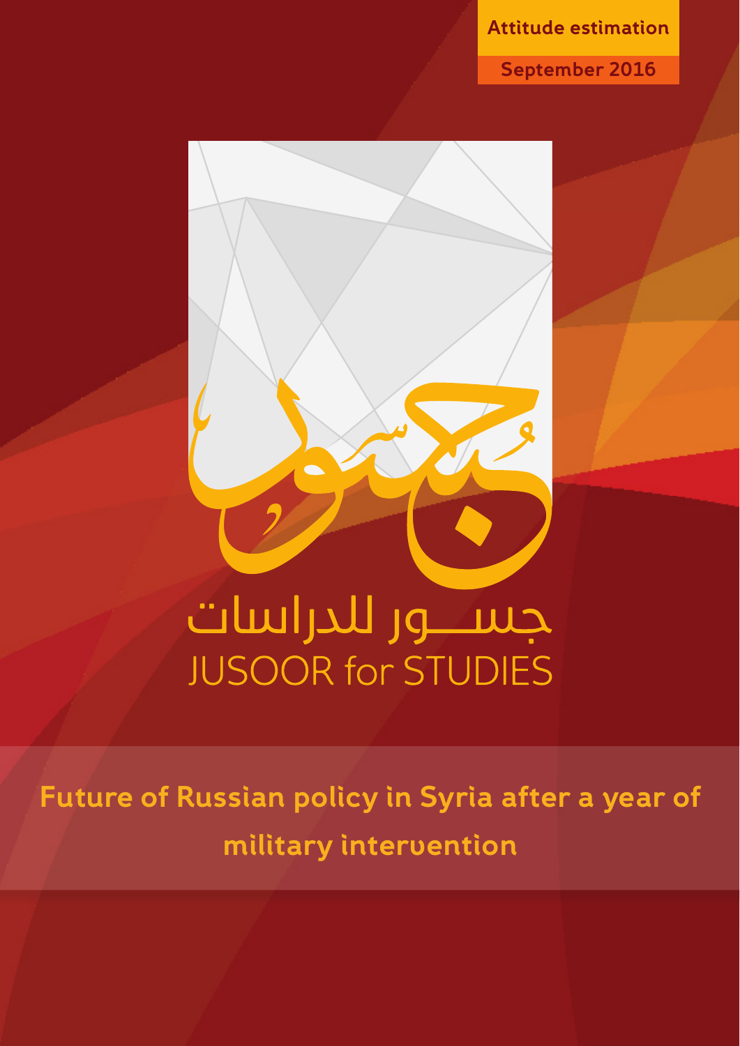Attitude estimation

September 2016

جسور للدراسات

JUSOOR for STUDIES

# Future of Russian policy in Syria after a year of military intervention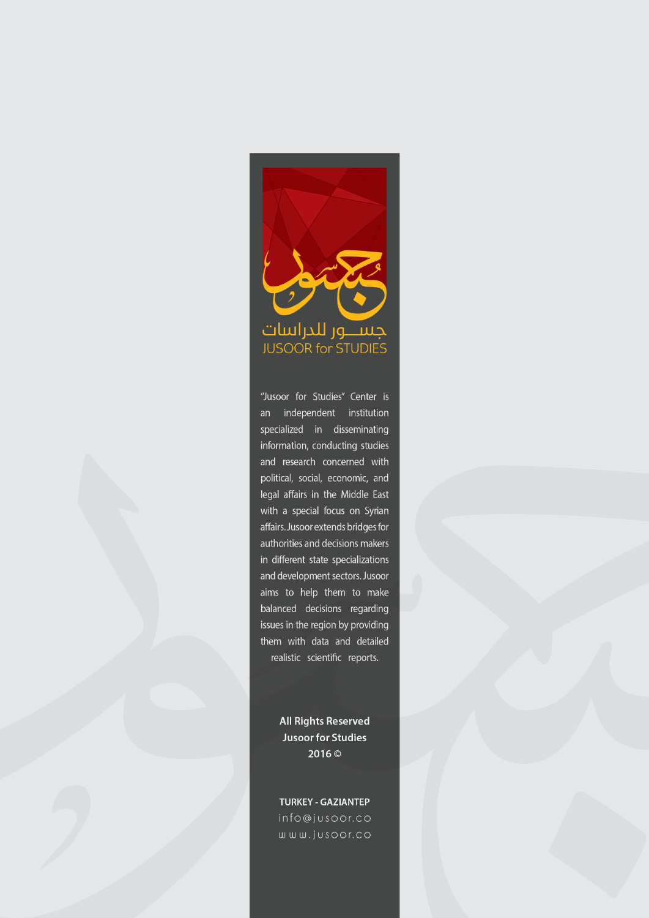جســـور للدراسات

JUSOOR for STUDIES

"Jusoor for Studies" Center is an independent institution specialized in disseminating information, conducting studies and research concerned with political, social, economic, and legal affairs in the Middle East with a special focus on Syrian affairs. Jusoor extends bridges for authorities and decisions makers in different state specializations and development sectors. Jusoor aims to help them to make balanced decisions regarding issues in the region by providing them with data and detailed realistic scientific reports.

**All Rights Reserved**
**Jusoor for Studies**
**2016 ©**

**TURKEY - GAZIANTEP**
info@jusoor.co
www.jusoor.co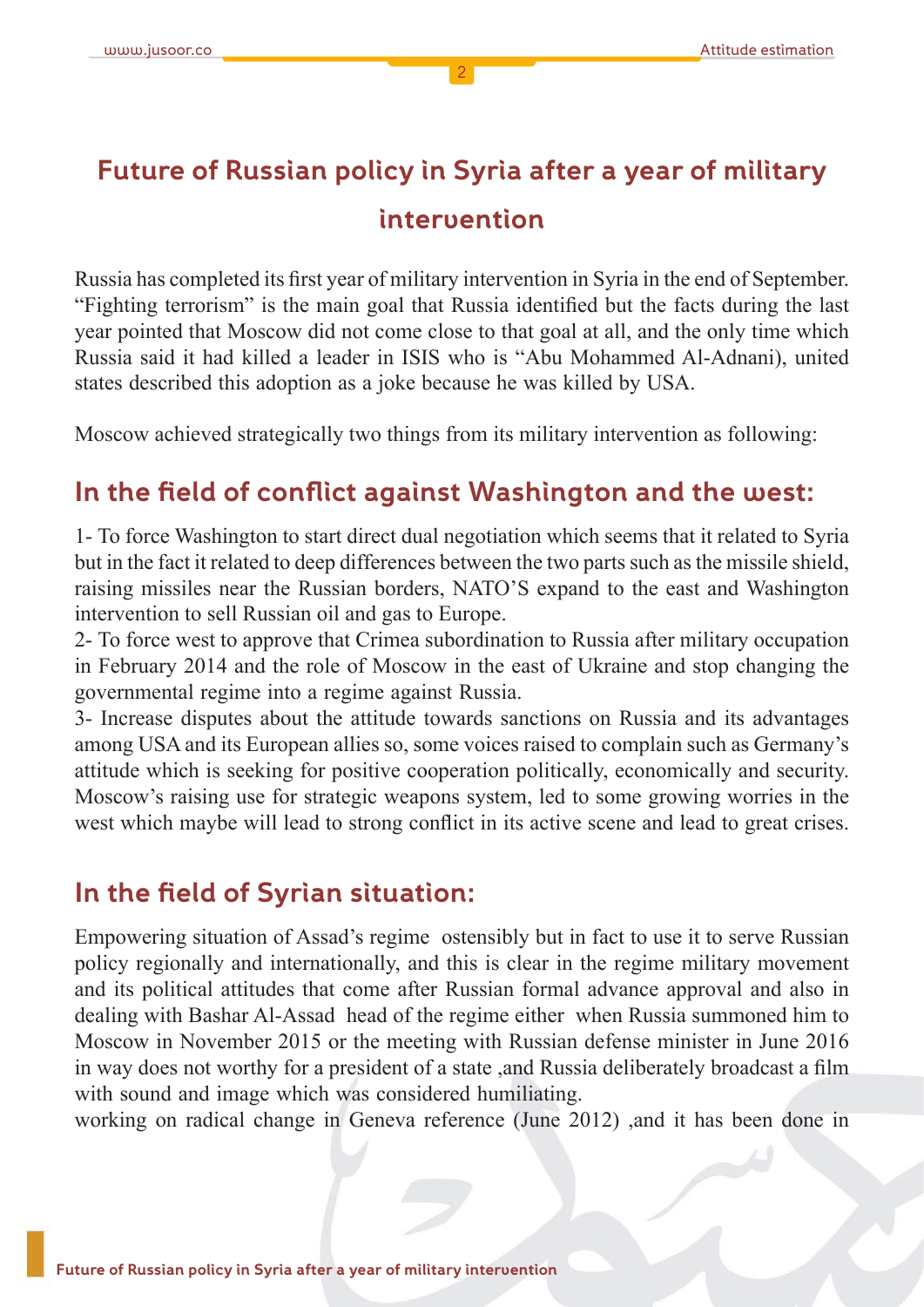# Future of Russian policy in Syria after a year of military intervention

Russia has completed its first year of military intervention in Syria in the end of September. “Fighting terrorism” is the main goal that Russia identified but the facts during the last year pointed that Moscow did not come close to that goal at all, and the only time which Russia said it had killed a leader in ISIS who is “Abu Mohammed Al-Adnani), united states described this adoption as a joke because he was killed by USA.

Moscow achieved strategically two things from its military intervention as following:

## In the field of conflict against Washington and the west:

1- To force Washington to start direct dual negotiation which seems that it related to Syria but in the fact it related to deep differences between the two parts such as the missile shield, raising missiles near the Russian borders, NATO’S expand to the east and Washington intervention to sell Russian oil and gas to Europe.

2- To force west to approve that Crimea subordination to Russia after military occupation in February 2014 and the role of Moscow in the east of Ukraine and stop changing the governmental regime into a regime against Russia.

3- Increase disputes about the attitude towards sanctions on Russia and its advantages among USA and its European allies so, some voices raised to complain such as Germany’s attitude which is seeking for positive cooperation politically, economically and security. Moscow’s raising use for strategic weapons system, led to some growing worries in the west which maybe will lead to strong conflict in its active scene and lead to great crises.

## In the field of Syrian situation:

Empowering situation of Assad’s regime ostensibly but in fact to use it to serve Russian policy regionally and internationally, and this is clear in the regime military movement and its political attitudes that come after Russian formal advance approval and also in dealing with Bashar Al-Assad head of the regime either when Russia summoned him to Moscow in November 2015 or the meeting with Russian defense minister in June 2016 in way does not worthy for a president of a state ,and Russia deliberately broadcast a film with sound and image which was considered humiliating.

working on radical change in Geneva reference (June 2012) ,and it has been done in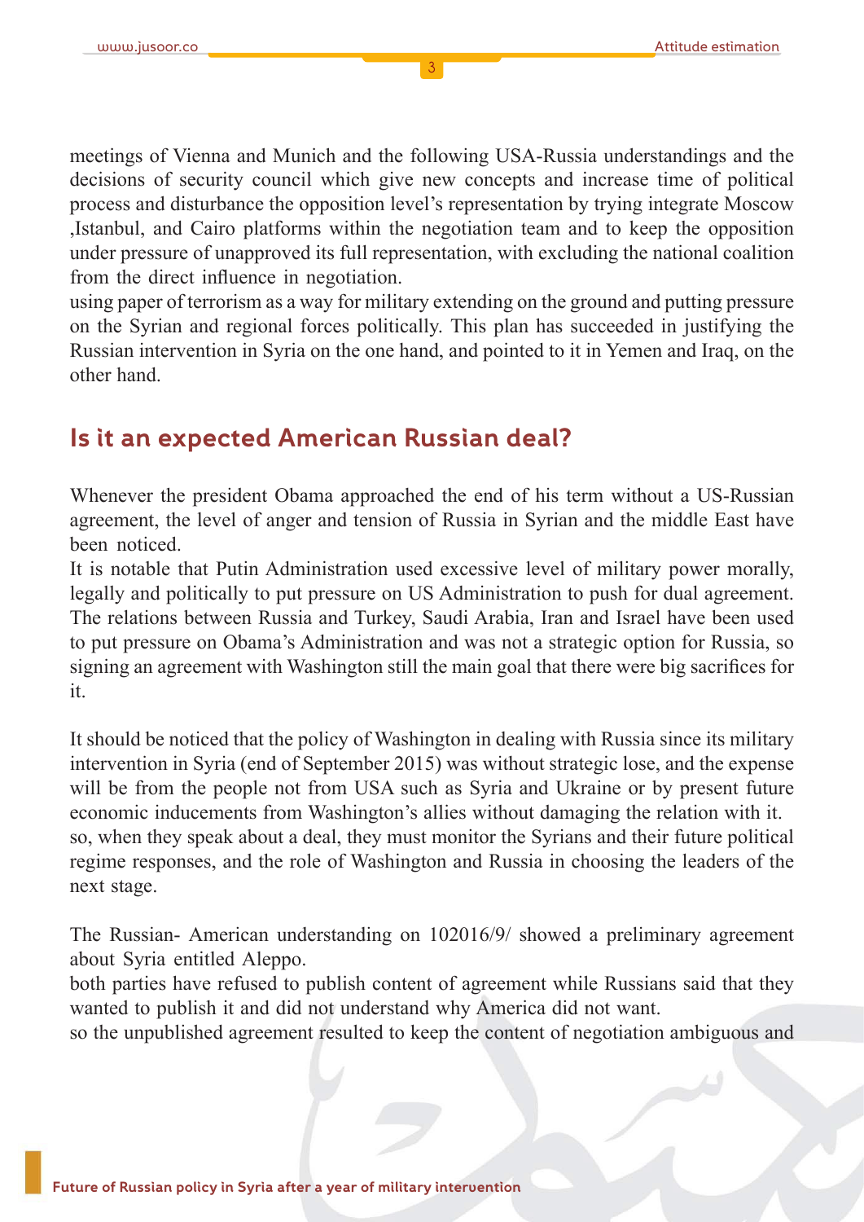meetings of Vienna and Munich and the following USA-Russia understandings and the decisions of security council which give new concepts and increase time of political process and disturbance the opposition level's representation by trying integrate Moscow ,Istanbul, and Cairo platforms within the negotiation team and to keep the opposition under pressure of unapproved its full representation, with excluding the national coalition from the direct influence in negotiation.

using paper of terrorism as a way for military extending on the ground and putting pressure on the Syrian and regional forces politically. This plan has succeeded in justifying the Russian intervention in Syria on the one hand, and pointed to it in Yemen and Iraq, on the other hand.

## Is it an expected American Russian deal?

Whenever the president Obama approached the end of his term without a US-Russian agreement, the level of anger and tension of Russia in Syrian and the middle East have been noticed.

It is notable that Putin Administration used excessive level of military power morally, legally and politically to put pressure on US Administration to push for dual agreement. The relations between Russia and Turkey, Saudi Arabia, Iran and Israel have been used to put pressure on Obama's Administration and was not a strategic option for Russia, so signing an agreement with Washington still the main goal that there were big sacrifices for it.

It should be noticed that the policy of Washington in dealing with Russia since its military intervention in Syria (end of September 2015) was without strategic lose, and the expense will be from the people not from USA such as Syria and Ukraine or by present future economic inducements from Washington's allies without damaging the relation with it.

so, when they speak about a deal, they must monitor the Syrians and their future political regime responses, and the role of Washington and Russia in choosing the leaders of the next stage.

The Russian- American understanding on 102016/9/ showed a preliminary agreement about Syria entitled Aleppo.

both parties have refused to publish content of agreement while Russians said that they wanted to publish it and did not understand why America did not want.

so the unpublished agreement resulted to keep the content of negotiation ambiguous and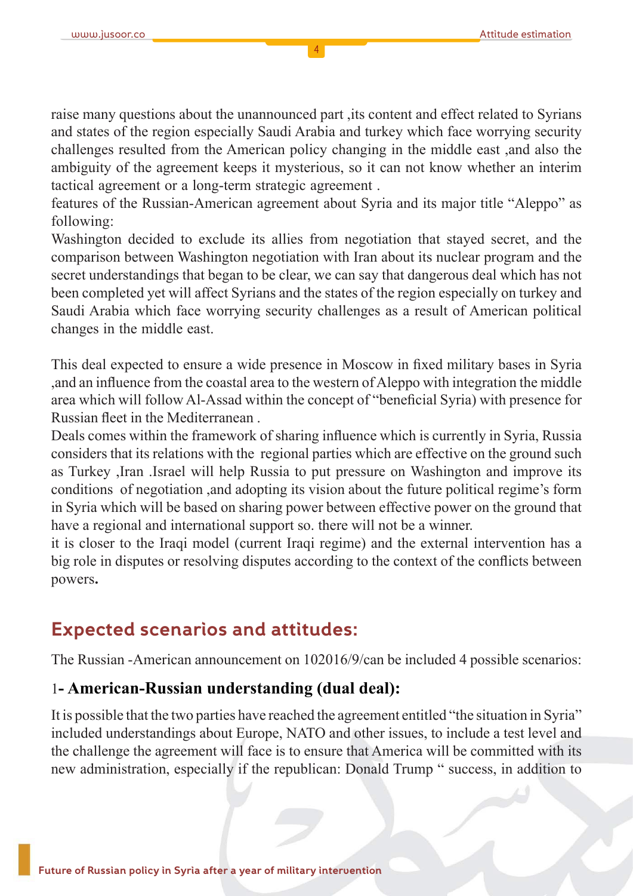raise many questions about the unannounced part ,its content and effect related to Syrians and states of the region especially Saudi Arabia and turkey which face worrying security challenges resulted from the American policy changing in the middle east ,and also the ambiguity of the agreement keeps it mysterious, so it can not know whether an interim tactical agreement or a long-term strategic agreement .

features of the Russian-American agreement about Syria and its major title "Aleppo" as following:

Washington decided to exclude its allies from negotiation that stayed secret, and the comparison between Washington negotiation with Iran about its nuclear program and the secret understandings that began to be clear, we can say that dangerous deal which has not been completed yet will affect Syrians and the states of the region especially on turkey and Saudi Arabia which face worrying security challenges as a result of American political changes in the middle east.

This deal expected to ensure a wide presence in Moscow in fixed military bases in Syria ,and an influence from the coastal area to the western of Aleppo with integration the middle area which will follow Al-Assad within the concept of "beneficial Syria) with presence for Russian fleet in the Mediterranean .

Deals comes within the framework of sharing influence which is currently in Syria, Russia considers that its relations with the regional parties which are effective on the ground such as Turkey ,Iran .Israel will help Russia to put pressure on Washington and improve its conditions of negotiation ,and adopting its vision about the future political regime's form in Syria which will be based on sharing power between effective power on the ground that have a regional and international support so. there will not be a winner.

it is closer to the Iraqi model (current Iraqi regime) and the external intervention has a big role in disputes or resolving disputes according to the context of the conflicts between powers**.**

## Expected scenarios and attitudes:

The Russian -American announcement on 102016/9/can be included 4 possible scenarios:

### 1- American-Russian understanding (dual deal):

It is possible that the two parties have reached the agreement entitled "the situation in Syria" included understandings about Europe, NATO and other issues, to include a test level and the challenge the agreement will face is to ensure that America will be committed with its new administration, especially if the republican: Donald Trump " success, in addition to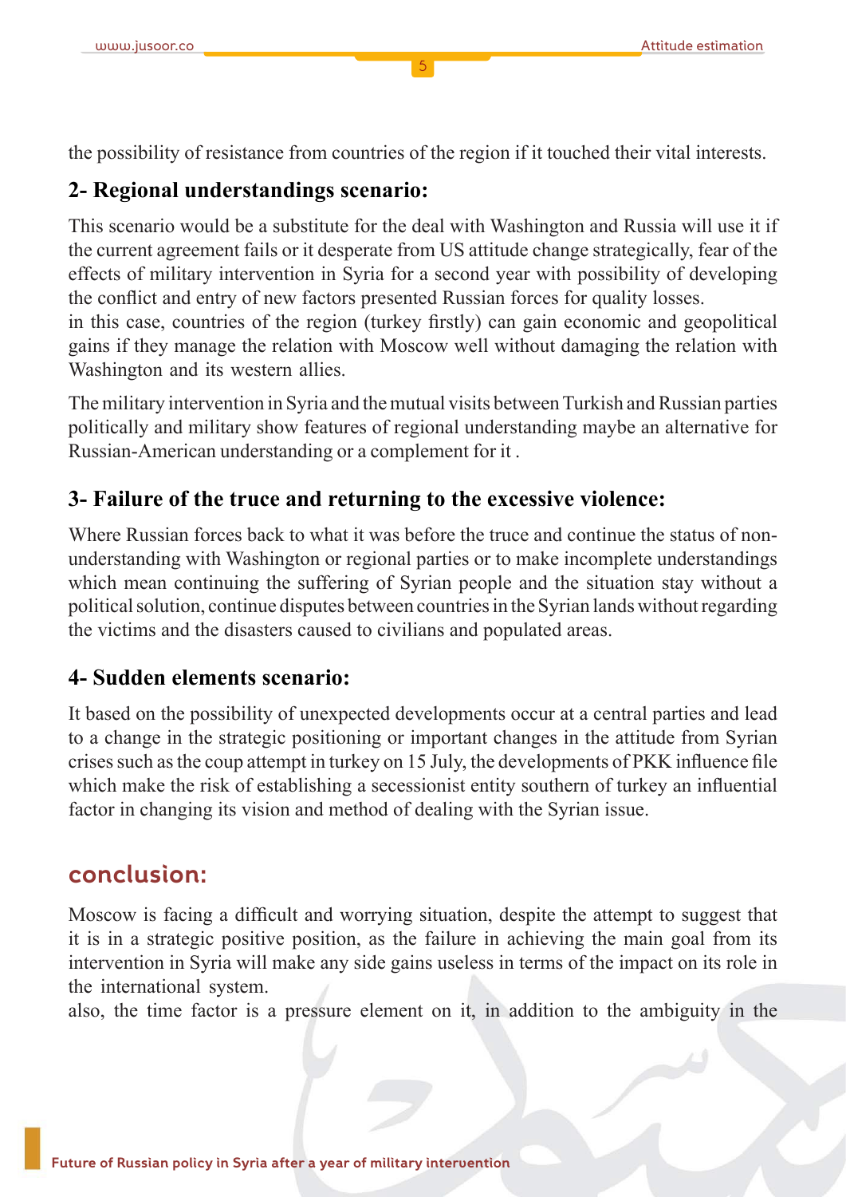the possibility of resistance from countries of the region if it touched their vital interests.

### 2- Regional understandings scenario:

This scenario would be a substitute for the deal with Washington and Russia will use it if the current agreement fails or it desperate from US attitude change strategically, fear of the effects of military intervention in Syria for a second year with possibility of developing the conflict and entry of new factors presented Russian forces for quality losses.
in this case, countries of the region (turkey firstly) can gain economic and geopolitical gains if they manage the relation with Moscow well without damaging the relation with Washington and its western allies.

The military intervention in Syria and the mutual visits between Turkish and Russian parties politically and military show features of regional understanding maybe an alternative for Russian-American understanding or a complement for it .

### 3- Failure of the truce and returning to the excessive violence:

Where Russian forces back to what it was before the truce and continue the status of non-understanding with Washington or regional parties or to make incomplete understandings which mean continuing the suffering of Syrian people and the situation stay without a political solution, continue disputes between countries in the Syrian lands without regarding the victims and the disasters caused to civilians and populated areas.

### 4- Sudden elements scenario:

It based on the possibility of unexpected developments occur at a central parties and lead to a change in the strategic positioning or important changes in the attitude from Syrian crises such as the coup attempt in turkey on 15 July, the developments of PKK influence file which make the risk of establishing a secessionist entity southern of turkey an influential factor in changing its vision and method of dealing with the Syrian issue.

## conclusion:

Moscow is facing a difficult and worrying situation, despite the attempt to suggest that it is in a strategic positive position, as the failure in achieving the main goal from its intervention in Syria will make any side gains useless in terms of the impact on its role in the international system.
also, the time factor is a pressure element on it, in addition to the ambiguity in the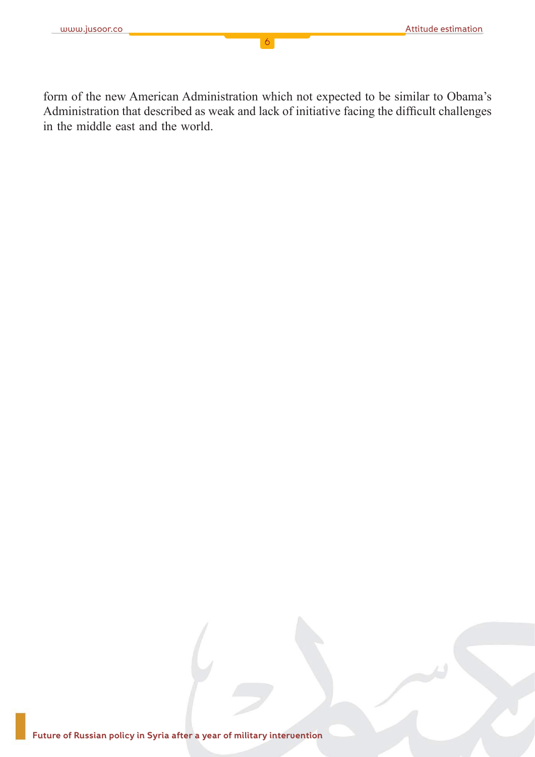form of the new American Administration which not expected to be similar to Obama's Administration that described as weak and lack of initiative facing the difficult challenges in the middle east and the world.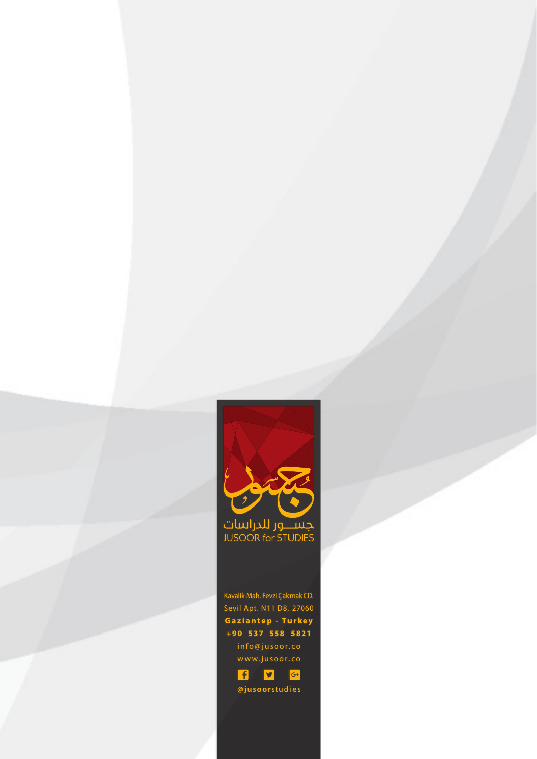جســـور للدراسات
JUSOOR for STUDIES

Kavalik Mah. Fevzi Çakmak CD.
Sevil Apt. N11 D8, 27060
**Gaziantep - Turkey**
**+90 537 558 5821**
info@jusoor.co
www.jusoor.co

@**jusoor**studies